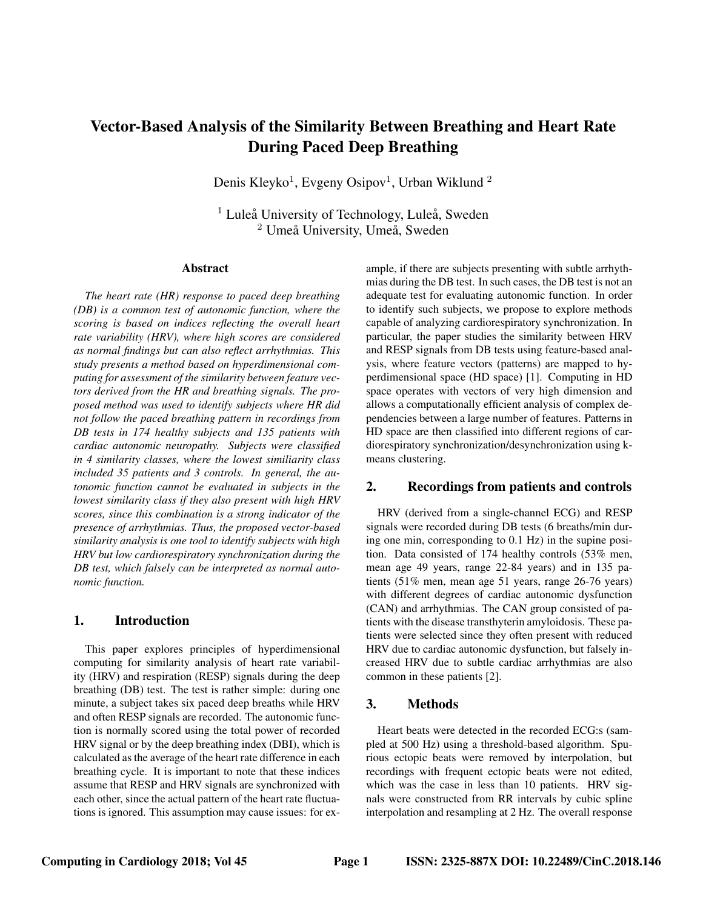# Vector-Based Analysis of the Similarity Between Breathing and Heart Rate During Paced Deep Breathing

Denis Kleyko[1], Evgeny Osipov[1], Urban Wiklund [2]

[1] Luleå University of Technology, Luleå, Sweden
[2] Umeå University, Umeå, Sweden

## Abstract

*The heart rate (HR) response to paced deep breathing (DB) is a common test of autonomic function, where the scoring is based on indices reflecting the overall heart rate variability (HRV), where high scores are considered as normal findings but can also reflect arrhythmias. This study presents a method based on hyperdimensional computing for assessment of the similarity between feature vectors derived from the HR and breathing signals. The proposed method was used to identify subjects where HR did not follow the paced breathing pattern in recordings from DB tests in 174 healthy subjects and 135 patients with cardiac autonomic neuropathy. Subjects were classified in 4 similarity classes, where the lowest similiarity class included 35 patients and 3 controls. In general, the autonomic function cannot be evaluated in subjects in the lowest similarity class if they also present with high HRV scores, since this combination is a strong indicator of the presence of arrhythmias. Thus, the proposed vector-based similarity analysis is one tool to identify subjects with high HRV but low cardiorespiratory synchronization during the DB test, which falsely can be interpreted as normal autonomic function.*

## 1. Introduction

This paper explores principles of hyperdimensional computing for similarity analysis of heart rate variability (HRV) and respiration (RESP) signals during the deep breathing (DB) test. The test is rather simple: during one minute, a subject takes six paced deep breaths while HRV and often RESP signals are recorded. The autonomic function is normally scored using the total power of recorded HRV signal or by the deep breathing index (DBI), which is calculated as the average of the heart rate difference in each breathing cycle. It is important to note that these indices assume that RESP and HRV signals are synchronized with each other, since the actual pattern of the heart rate fluctuations is ignored. This assumption may cause issues: for example, if there are subjects presenting with subtle arrhythmias during the DB test. In such cases, the DB test is not an adequate test for evaluating autonomic function. In order to identify such subjects, we propose to explore methods capable of analyzing cardiorespiratory synchronization. In particular, the paper studies the similarity between HRV and RESP signals from DB tests using feature-based analysis, where feature vectors (patterns) are mapped to hyperdimensional space (HD space) [1]. Computing in HD space operates with vectors of very high dimension and allows a computationally efficient analysis of complex dependencies between a large number of features. Patterns in HD space are then classified into different regions of cardiorespiratory synchronization/desynchronization using k-means clustering.

## 2. Recordings from patients and controls

HRV (derived from a single-channel ECG) and RESP signals were recorded during DB tests (6 breaths/min during one min, corresponding to 0.1 Hz) in the supine position. Data consisted of 174 healthy controls (53% men, mean age 49 years, range 22-84 years) and in 135 patients (51% men, mean age 51 years, range 26-76 years) with different degrees of cardiac autonomic dysfunction (CAN) and arrhythmias. The CAN group consisted of patients with the disease transthyterin amyloidosis. These patients were selected since they often present with reduced HRV due to cardiac autonomic dysfunction, but falsely increased HRV due to subtle cardiac arrhythmias are also common in these patients [2].

## 3. Methods

Heart beats were detected in the recorded ECG:s (sampled at 500 Hz) using a threshold-based algorithm. Spurious ectopic beats were removed by interpolation, but recordings with frequent ectopic beats were not edited, which was the case in less than 10 patients. HRV signals were constructed from RR intervals by cubic spline interpolation and resampling at 2 Hz. The overall response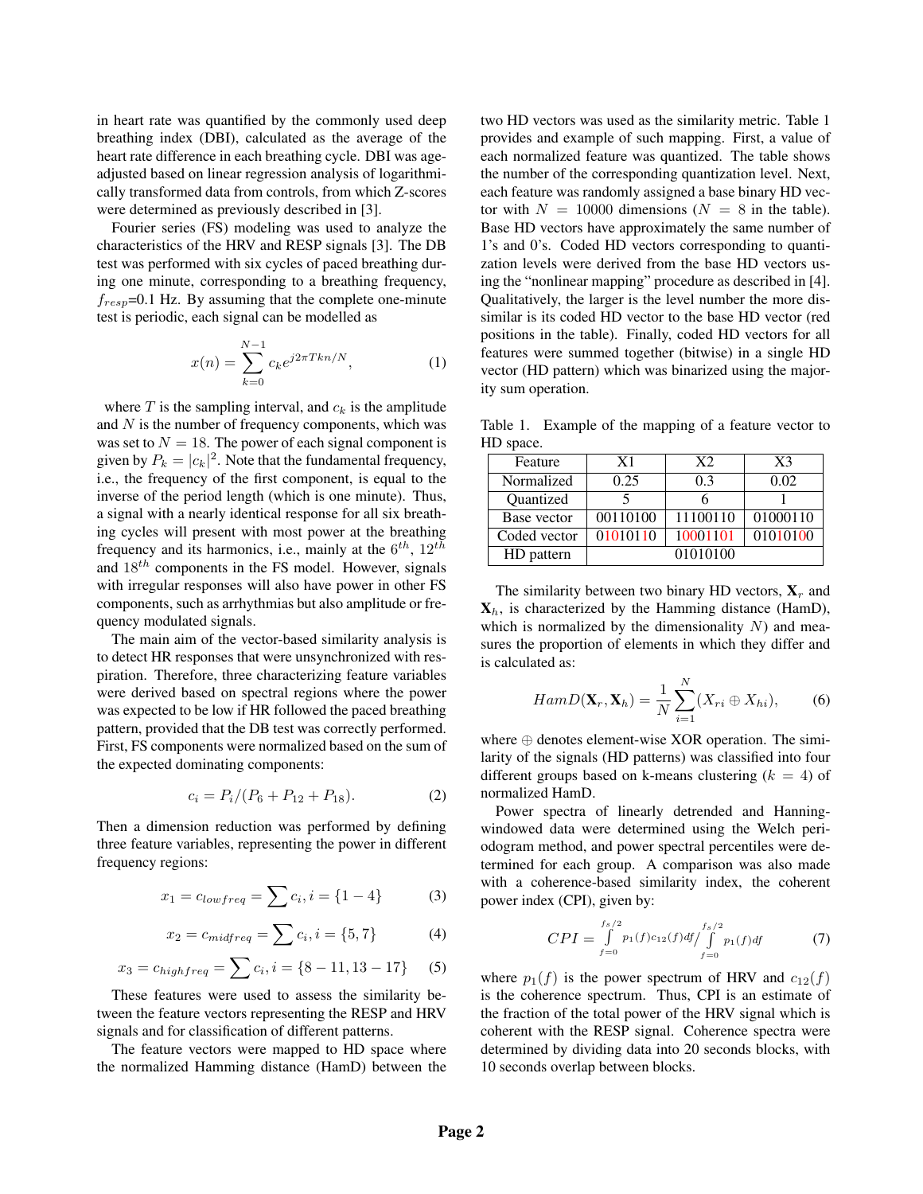in heart rate was quantified by the commonly used deep breathing index (DBI), calculated as the average of the heart rate difference in each breathing cycle. DBI was age-adjusted based on linear regression analysis of logarithmically transformed data from controls, from which Z-scores were determined as previously described in [3].

Fourier series (FS) modeling was used to analyze the characteristics of the HRV and RESP signals [3]. The DB test was performed with six cycles of paced breathing during one minute, corresponding to a breathing frequency, $f_{resp}$=0.1 Hz. By assuming that the complete one-minute test is periodic, each signal can be modelled as

$$x(n) = \sum_{k=0}^{N-1} c_k e^{j2\pi Tkn/N}, \tag{1}$$

where $T$ is the sampling interval, and $c_k$ is the amplitude and $N$ is the number of frequency components, which was was set to $N = 18$. The power of each signal component is given by $P_k = |c_k|^2$. Note that the fundamental frequency, i.e., the frequency of the first component, is equal to the inverse of the period length (which is one minute). Thus, a signal with a nearly identical response for all six breathing cycles will present with most power at the breathing frequency and its harmonics, i.e., mainly at the $6^{th}$, $12^{th}$ and $18^{th}$ components in the FS model. However, signals with irregular responses will also have power in other FS components, such as arrhythmias but also amplitude or frequency modulated signals.

The main aim of the vector-based similarity analysis is to detect HR responses that were unsynchronized with respiration. Therefore, three characterizing feature variables were derived based on spectral regions where the power was expected to be low if HR followed the paced breathing pattern, provided that the DB test was correctly performed. First, FS components were normalized based on the sum of the expected dominating components:

$$c_i = P_i/(P_6 + P_{12} + P_{18}). \tag{2}$$

Then a dimension reduction was performed by defining three feature variables, representing the power in different frequency regions:

$$x_1 = c_{lowfreq} = \sum c_i, i = \{1-4\} \tag{3}$$

$$x_2 = c_{midfreq} = \sum c_i, i = \{5, 7\} \tag{4}$$

$$x_3 = c_{highfreq} = \sum c_i, i = \{8-11, 13-17\} \tag{5}$$

These features were used to assess the similarity between the feature vectors representing the RESP and HRV signals and for classification of different patterns.

The feature vectors were mapped to HD space where the normalized Hamming distance (HamD) between the two HD vectors was used as the similarity metric. Table 1 provides and example of such mapping. First, a value of each normalized feature was quantized. The table shows the number of the corresponding quantization level. Next, each feature was randomly assigned a base binary HD vector with $N = 10000$ dimensions ($N = 8$ in the table). Base HD vectors have approximately the same number of 1's and 0's. Coded HD vectors corresponding to quantization levels were derived from the base HD vectors using the "nonlinear mapping" procedure as described in [4]. Qualitatively, the larger is the level number the more dissimilar is its coded HD vector to the base HD vector (red positions in the table). Finally, coded HD vectors for all features were summed together (bitwise) in a single HD vector (HD pattern) which was binarized using the majority sum operation.

Table 1. Example of the mapping of a feature vector to HD space.

| Feature | X1 | X2 | X3 |
|---|---|---|---|
| Normalized | 0.25 | 0.3 | 0.02 |
| Quantized | 5 | 6 | 1 |
| Base vector | 00110100 | 11100110 | 01000110 |
| Coded vector | 01010110 | 10001101 | 01010100 |
| HD pattern | 01010100 | | |

The similarity between two binary HD vectors, $\mathbf{X}_r$ and $\mathbf{X}_h$, is characterized by the Hamming distance (HamD), which is normalized by the dimensionality $N$) and measures the proportion of elements in which they differ and is calculated as:

$$HamD(\mathbf{X}_r, \mathbf{X}_h) = \frac{1}{N} \sum_{i=1}^{N} (X_{ri} \oplus X_{hi}), \tag{6}$$

where $\oplus$ denotes element-wise XOR operation. The similarity of the signals (HD patterns) was classified into four different groups based on k-means clustering ($k = 4$) of normalized HamD.

Power spectra of linearly detrended and Hanning-windowed data were determined using the Welch periodogram method, and power spectral percentiles were determined for each group. A comparison was also made with a coherence-based similarity index, the coherent power index (CPI), given by:

$$CPI = \int_{f=0}^{f_s/2} p_1(f) c_{12}(f) df \Big/ \int_{f=0}^{f_s/2} p_1(f) df \tag{7}$$

where $p_1(f)$ is the power spectrum of HRV and $c_{12}(f)$ is the coherence spectrum. Thus, CPI is an estimate of the fraction of the total power of the HRV signal which is coherent with the RESP signal. Coherence spectra were determined by dividing data into 20 seconds blocks, with 10 seconds overlap between blocks.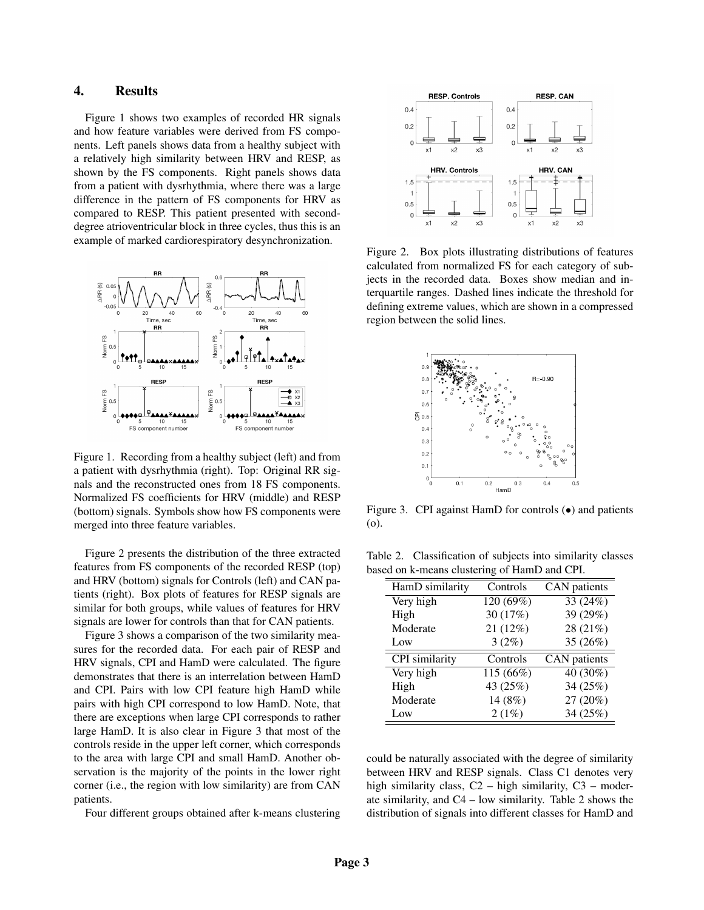## 4. Results

Figure 1 shows two examples of recorded HR signals and how feature variables were derived from FS components. Left panels shows data from a healthy subject with a relatively high similarity between HRV and RESP, as shown by the FS components. Right panels shows data from a patient with dysrhythmia, where there was a large difference in the pattern of FS components for HRV as compared to RESP. This patient presented with second-degree atrioventricular block in three cycles, thus this is an example of marked cardiorespiratory desynchronization.

Figure 1. Recording from a healthy subject (left) and from a patient with dysrhythmia (right). Top: Original RR signals and the reconstructed ones from 18 FS components. Normalized FS coefficients for HRV (middle) and RESP (bottom) signals. Symbols show how FS components were merged into three feature variables.

Figure 2 presents the distribution of the three extracted features from FS components of the recorded RESP (top) and HRV (bottom) signals for Controls (left) and CAN patients (right). Box plots of features for RESP signals are similar for both groups, while values of features for HRV signals are lower for controls than that for CAN patients.

Figure 3 shows a comparison of the two similarity measures for the recorded data. For each pair of RESP and HRV signals, CPI and HamD were calculated. The figure demonstrates that there is an interrelation between HamD and CPI. Pairs with low CPI feature high HamD while pairs with high CPI correspond to low HamD. Note, that there are exceptions when large CPI corresponds to rather large HamD. It is also clear in Figure 3 that most of the controls reside in the upper left corner, which corresponds to the area with large CPI and small HamD. Another observation is the majority of the points in the lower right corner (i.e., the region with low similarity) are from CAN patients.

Four different groups obtained after k-means clustering could be naturally associated with the degree of similarity between HRV and RESP signals. Class C1 denotes very high similarity class, C2 – high similarity, C3 – moderate similarity, and C4 – low similarity. Table 2 shows the distribution of signals into different classes for HamD and

Figure 2. Box plots illustrating distributions of features calculated from normalized FS for each category of subjects in the recorded data. Boxes show median and interquartile ranges. Dashed lines indicate the threshold for defining extreme values, which are shown in a compressed region between the solid lines.

Figure 3. CPI against HamD for controls (•) and patients (o).

Table 2. Classification of subjects into similarity classes based on k-means clustering of HamD and CPI.

| HamD similarity | Controls | CAN patients |
|---|---|---|
| Very high | 120 (69%) | 33 (24%) |
| High | 30 (17%) | 39 (29%) |
| Moderate | 21 (12%) | 28 (21%) |
| Low | 3 (2%) | 35 (26%) |
| **CPI similarity** | **Controls** | **CAN patients** |
| Very high | 115 (66%) | 40 (30%) |
| High | 43 (25%) | 34 (25%) |
| Moderate | 14 (8%) | 27 (20%) |
| Low | 2 (1%) | 34 (25%) |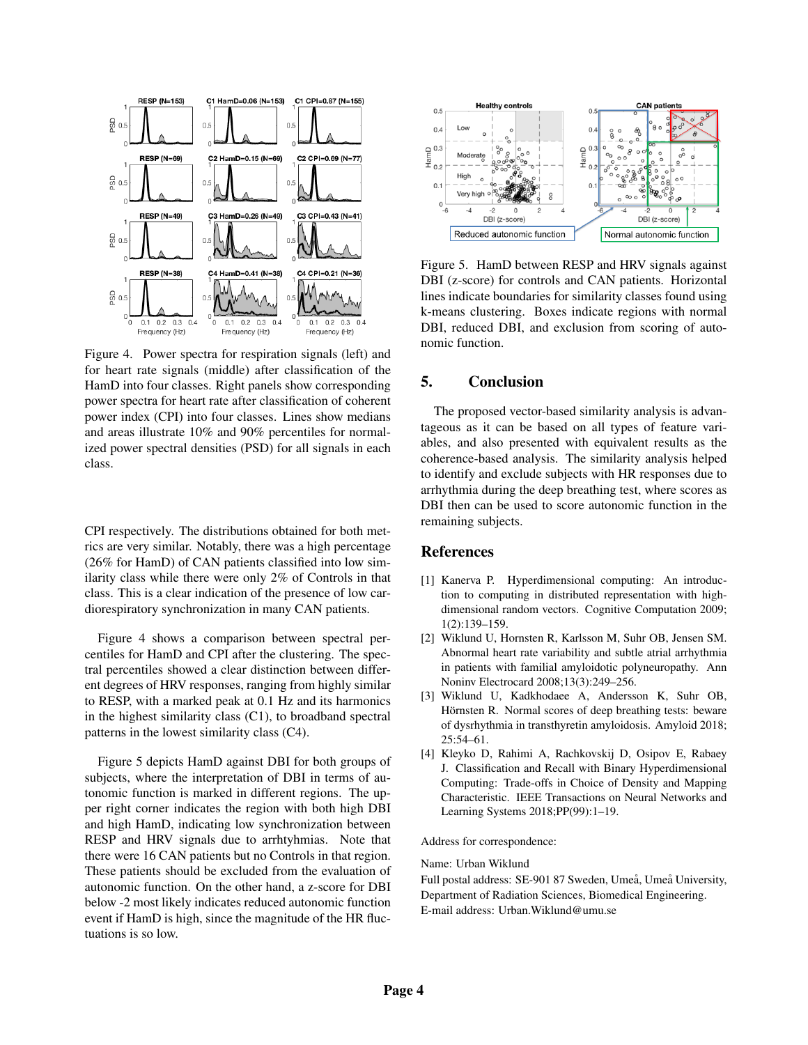RESP (N=153)

C1 HamD=0.06 (N=153)

C1 CPI=0.87 (N=155)

RESP (N=69)

C2 HamD=0.15 (N=69)

C2 CPI=0.69 (N=77)

RESP (N=49)

C3 HamD=0.26 (N=49)

C3 CPI=0.43 (N=41)

RESP (N=38)

C4 HamD=0.41 (N=38)

C4 CPI=0.21 (N=36)

PSD

Frequency (Hz)

Figure 4. Power spectra for respiration signals (left) and for heart rate signals (middle) after classification of the HamD into four classes. Right panels show corresponding power spectra for heart rate after classification of coherent power index (CPI) into four classes. Lines show medians and areas illustrate 10% and 90% percentiles for normalized power spectral densities (PSD) for all signals in each class.

CPI respectively. The distributions obtained for both metrics are very similar. Notably, there was a high percentage (26% for HamD) of CAN patients classified into low similarity class while there were only 2% of Controls in that class. This is a clear indication of the presence of low cardiorespiratory synchronization in many CAN patients.

Figure 4 shows a comparison between spectral percentiles for HamD and CPI after the clustering. The spectral percentiles showed a clear distinction between different degrees of HRV responses, ranging from highly similar to RESP, with a marked peak at 0.1 Hz and its harmonics in the highest similarity class (C1), to broadband spectral patterns in the lowest similarity class (C4).

Figure 5 depicts HamD against DBI for both groups of subjects, where the interpretation of DBI in terms of autonomic function is marked in different regions. The upper right corner indicates the region with both high DBI and high HamD, indicating low synchronization between RESP and HRV signals due to arrhytymias. Note that there were 16 CAN patients but no Controls in that region. These patients should be excluded from the evaluation of autonomic function. On the other hand, a z-score for DBI below -2 most likely indicates reduced autonomic function event if HamD is high, since the magnitude of the HR fluctuations is so low.

Healthy controls

CAN patients

HamD

DBI (z-score)

Low

Moderate

High

Very high

Reduced autonomic function

Normal autonomic function

Figure 5. HamD between RESP and HRV signals against DBI (z-score) for controls and CAN patients. Horizontal lines indicate boundaries for similarity classes found using k-means clustering. Boxes indicate regions with normal DBI, reduced DBI, and exclusion from scoring of autonomic function.

## 5. Conclusion

The proposed vector-based similarity analysis is advantageous as it can be based on all types of feature variables, and also presented with equivalent results as the coherence-based analysis. The similarity analysis helped to identify and exclude subjects with HR responses due to arrhythmia during the deep breathing test, where scores as DBI then can be used to score autonomic function in the remaining subjects.

## References

[1] Kanerva P. Hyperdimensional computing: An introduction to computing in distributed representation with high-dimensional random vectors. Cognitive Computation 2009; 1(2):139–159.

[2] Wiklund U, Hornsten R, Karlsson M, Suhr OB, Jensen SM. Abnormal heart rate variability and subtle atrial arrhythmia in patients with familial amyloidotic polyneuropathy. Ann Noninv Electrocard 2008;13(3):249–256.

[3] Wiklund U, Kadkhodaee A, Andersson K, Suhr OB, Hörnsten R. Normal scores of deep breathing tests: beware of dysrhythmia in transthyretin amyloidosis. Amyloid 2018; 25:54–61.

[4] Kleyko D, Rahimi A, Rachkovskij D, Osipov E, Rabaey J. Classification and Recall with Binary Hyperdimensional Computing: Trade-offs in Choice of Density and Mapping Characteristic. IEEE Transactions on Neural Networks and Learning Systems 2018;PP(99):1–19.

Address for correspondence:

Name: Urban Wiklund
Full postal address: SE-901 87 Sweden, Umeå, Umeå University, Department of Radiation Sciences, Biomedical Engineering.
E-mail address: Urban.Wiklund@umu.se